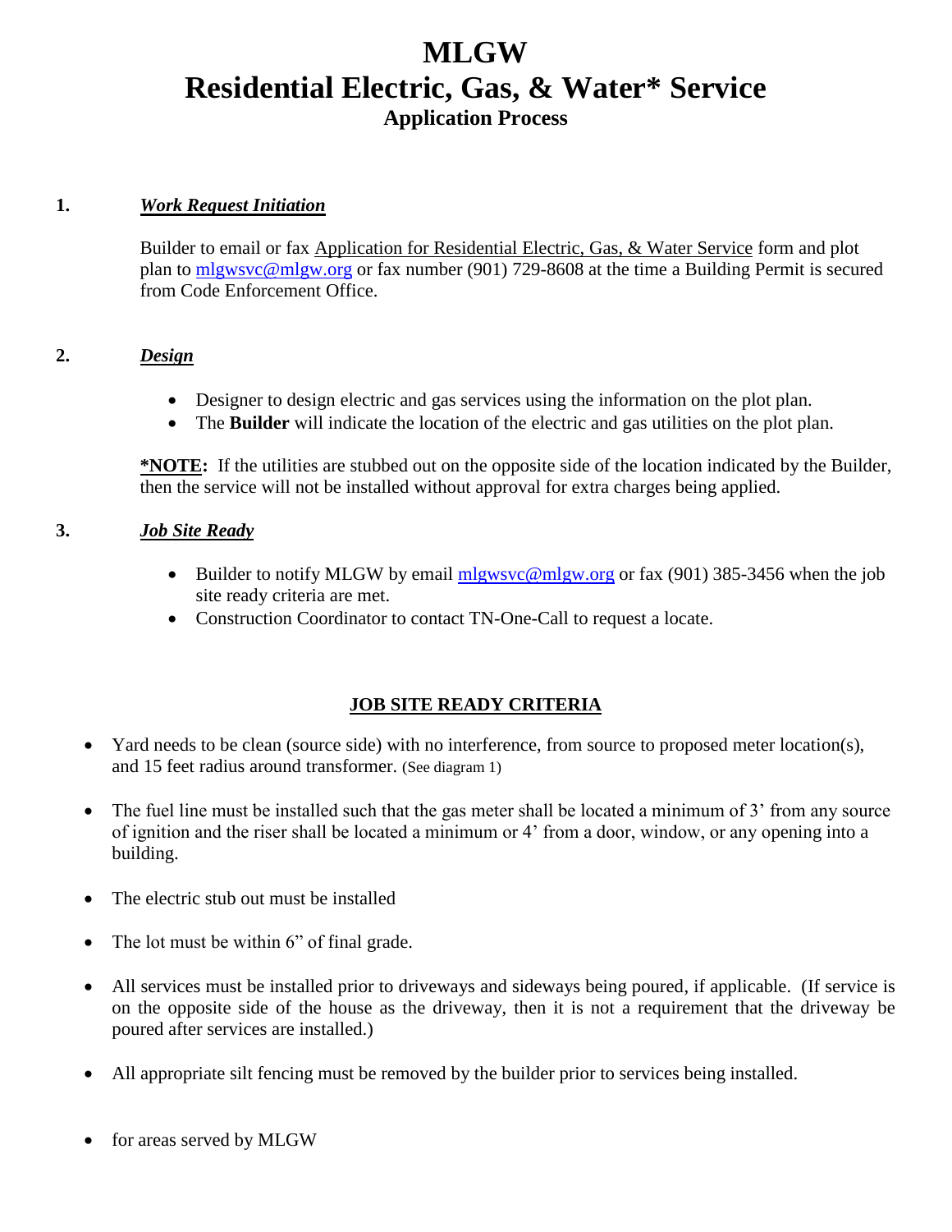# MLGW
# Residential Electric, Gas, & Water* Service
### Application Process

**1.** ***Work Request Initiation***

Builder to email or fax Application for Residential Electric, Gas, & Water Service form and plot plan to mlgwsvc@mlgw.org or fax number (901) 729-8608 at the time a Building Permit is secured from Code Enforcement Office.

**2.** ***Design***

- Designer to design electric and gas services using the information on the plot plan.
- The **Builder** will indicate the location of the electric and gas utilities on the plot plan.

**\*NOTE:** If the utilities are stubbed out on the opposite side of the location indicated by the Builder, then the service will not be installed without approval for extra charges being applied.

**3.** ***Job Site Ready***

- Builder to notify MLGW by email mlgwsvc@mlgw.org or fax (901) 385-3456 when the job site ready criteria are met.
- Construction Coordinator to contact TN-One-Call to request a locate.

**JOB SITE READY CRITERIA**

- Yard needs to be clean (source side) with no interference, from source to proposed meter location(s), and 15 feet radius around transformer. (See diagram 1)
- The fuel line must be installed such that the gas meter shall be located a minimum of 3' from any source of ignition and the riser shall be located a minimum or 4' from a door, window, or any opening into a building.
- The electric stub out must be installed
- The lot must be within 6" of final grade.
- All services must be installed prior to driveways and sideways being poured, if applicable. (If service is on the opposite side of the house as the driveway, then it is not a requirement that the driveway be poured after services are installed.)
- All appropriate silt fencing must be removed by the builder prior to services being installed.

- for areas served by MLGW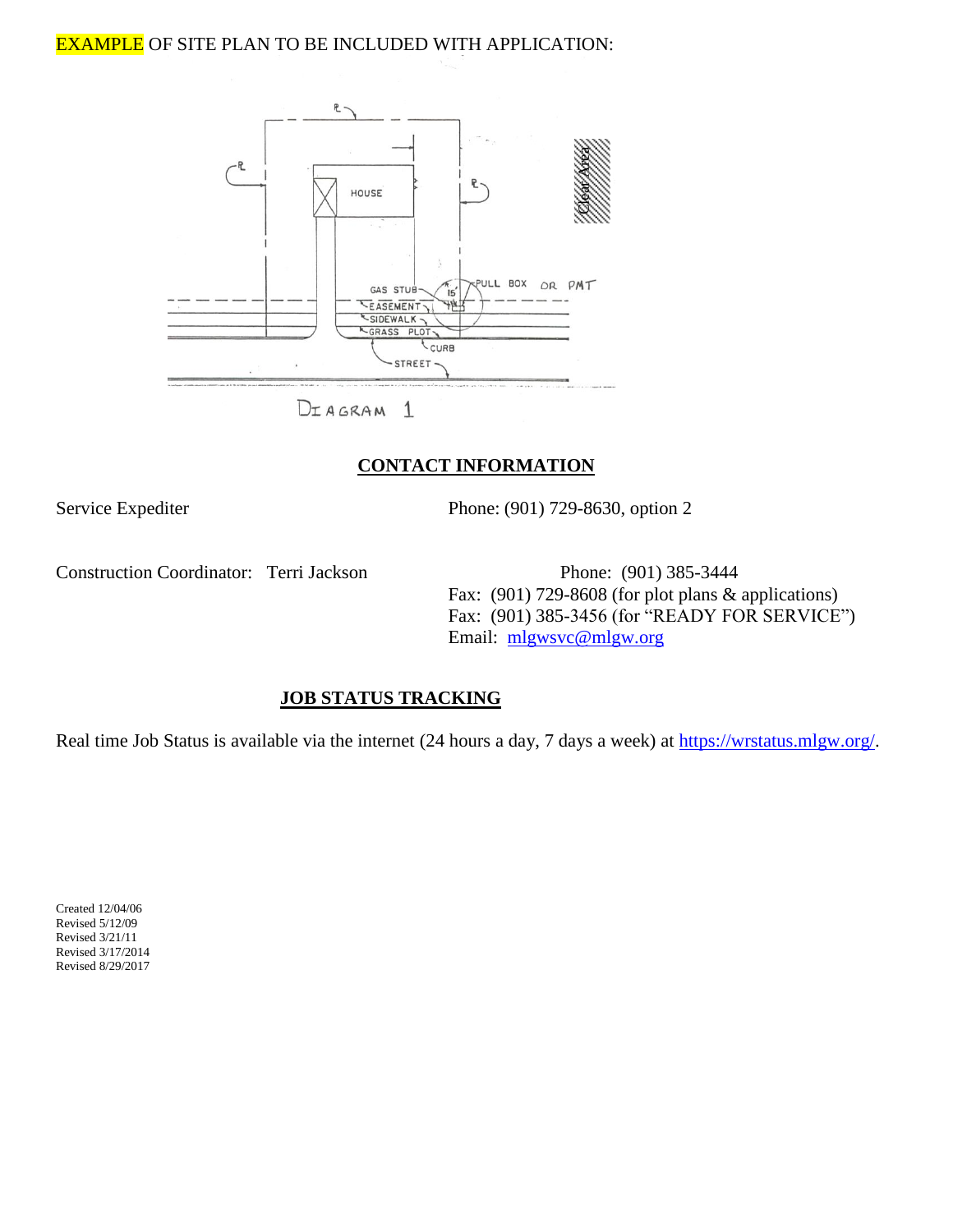EXAMPLE OF SITE PLAN TO BE INCLUDED WITH APPLICATION:

DIAGRAM 1

## CONTACT INFORMATION

Service Expediter — Phone: (901) 729-8630, option 2

Construction Coordinator: Terri Jackson — Phone: (901) 385-3444
Fax: (901) 729-8608 (for plot plans & applications)
Fax: (901) 385-3456 (for "READY FOR SERVICE")
Email: mlgwsvc@mlgw.org

## JOB STATUS TRACKING

Real time Job Status is available via the internet (24 hours a day, 7 days a week) at https://wrstatus.mlgw.org/.

Created 12/04/06
Revised 5/12/09
Revised 3/21/11
Revised 3/17/2014
Revised 8/29/2017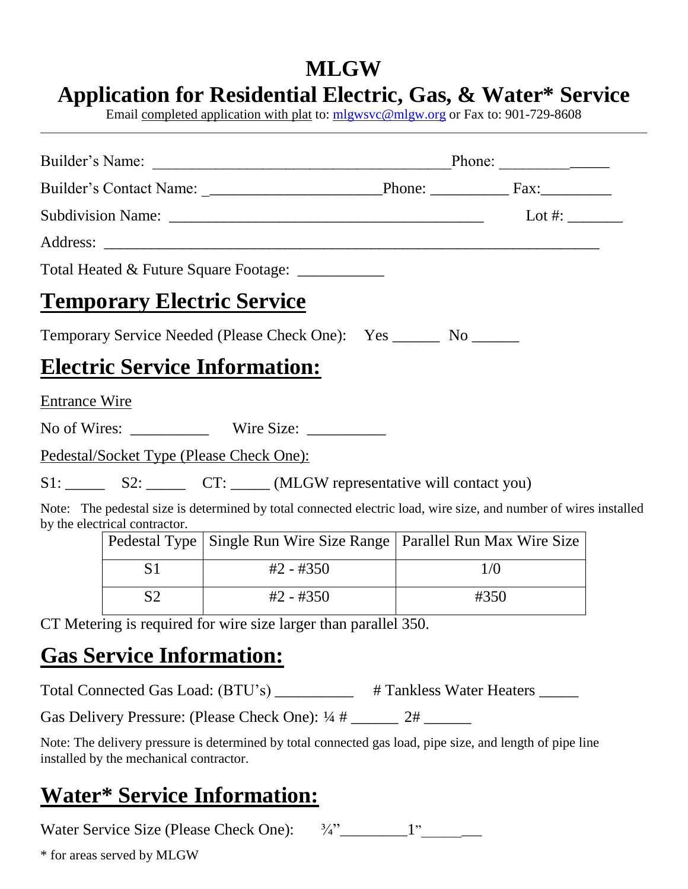# MLGW

## Application for Residential Electric, Gas, & Water* Service

Email completed application with plat to: mlgwsvc@mlgw.org or Fax to: 901-729-8608

---

Builder's Name: ____________________________________ Phone: ______________

Builder's Contact Name: _______________________ Phone: __________ Fax: _________

Subdivision Name: ________________________________________ Lot #: _______

Address: ________________________________________________________________

Total Heated & Future Square Footage: ___________

## Temporary Electric Service

Temporary Service Needed (Please Check One): Yes ______ No ______

## Electric Service Information:

Entrance Wire

No of Wires: __________ Wire Size: __________

Pedestal/Socket Type (Please Check One):

S1: _____ S2: _____ CT: _____ (MLGW representative will contact you)

Note: The pedestal size is determined by total connected electric load, wire size, and number of wires installed by the electrical contractor.

| Pedestal Type | Single Run Wire Size Range | Parallel Run Max Wire Size |
|---|---|---|
| S1 | #2 - #350 | 1/0 |
| S2 | #2 - #350 | #350 |

CT Metering is required for wire size larger than parallel 350.

## Gas Service Information:

Total Connected Gas Load: (BTU's) __________ # Tankless Water Heaters _____

Gas Delivery Pressure: (Please Check One): ¼ # ______ 2# ______

Note: The delivery pressure is determined by total connected gas load, pipe size, and length of pipe line installed by the mechanical contractor.

## Water* Service Information:

Water Service Size (Please Check One): ¾" _________ 1" _________

* for areas served by MLGW